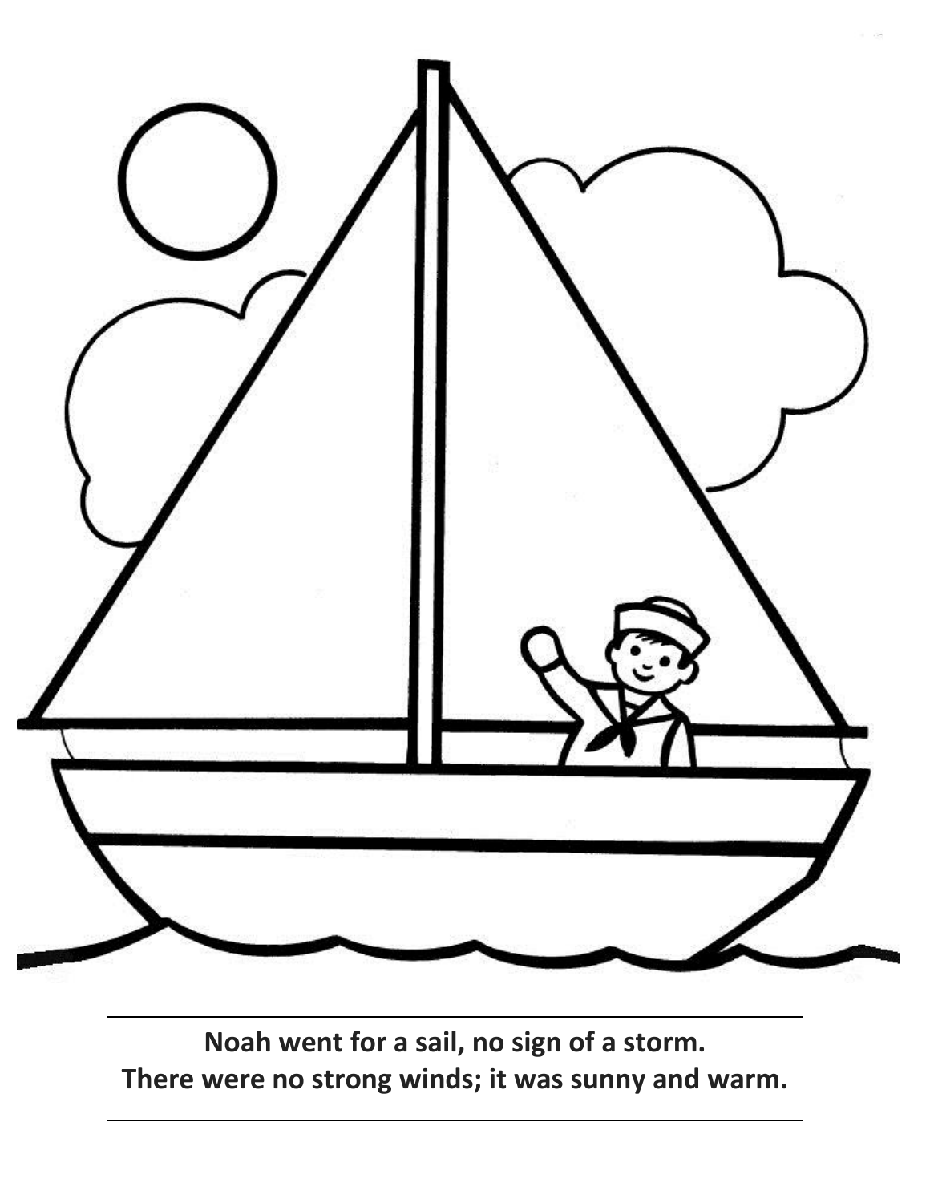**Noah went for a sail, no sign of a storm.**
**There were no strong winds; it was sunny and warm.**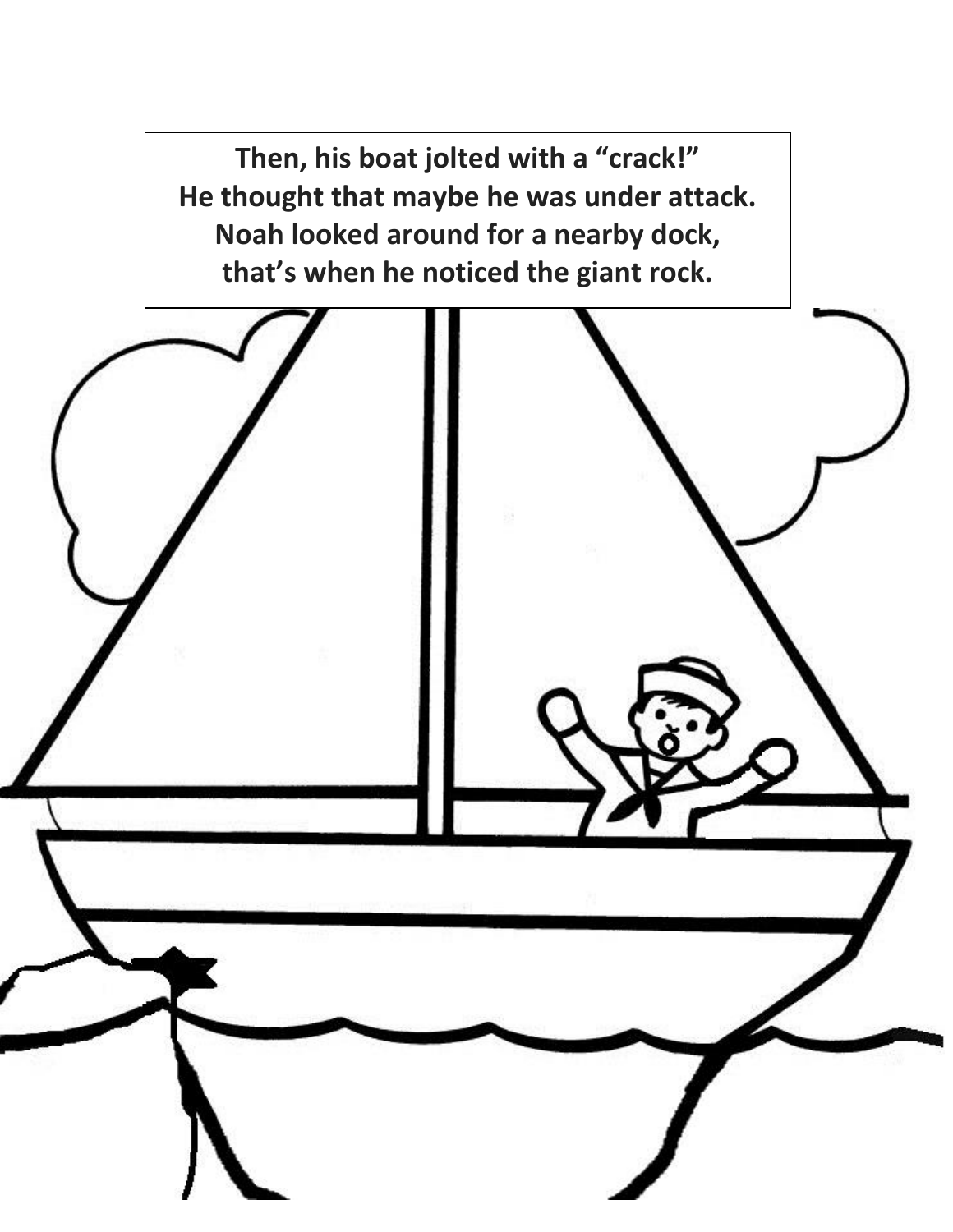Then, his boat jolted with a “crack!”
He thought that maybe he was under attack.
Noah looked around for a nearby dock,
that’s when he noticed the giant rock.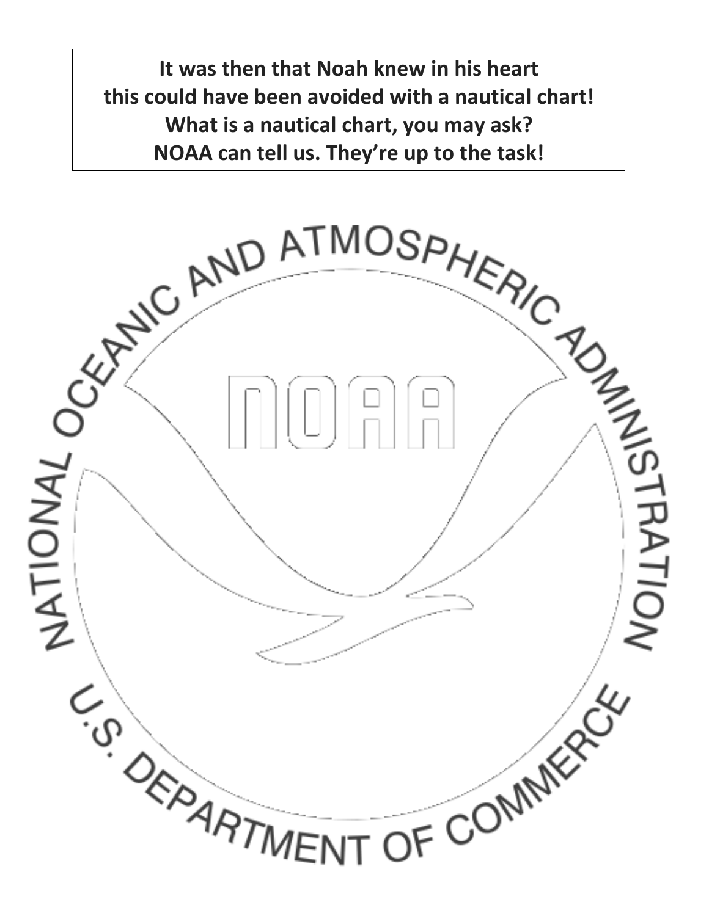**It was then that Noah knew in his heart**
**this could have been avoided with a nautical chart!**
**What is a nautical chart, you may ask?**
**NOAA can tell us. They're up to the task!**

NATIONAL OCEANIC AND ATMOSPHERIC ADMINISTRATION

NOAA

U.S. DEPARTMENT OF COMMERCE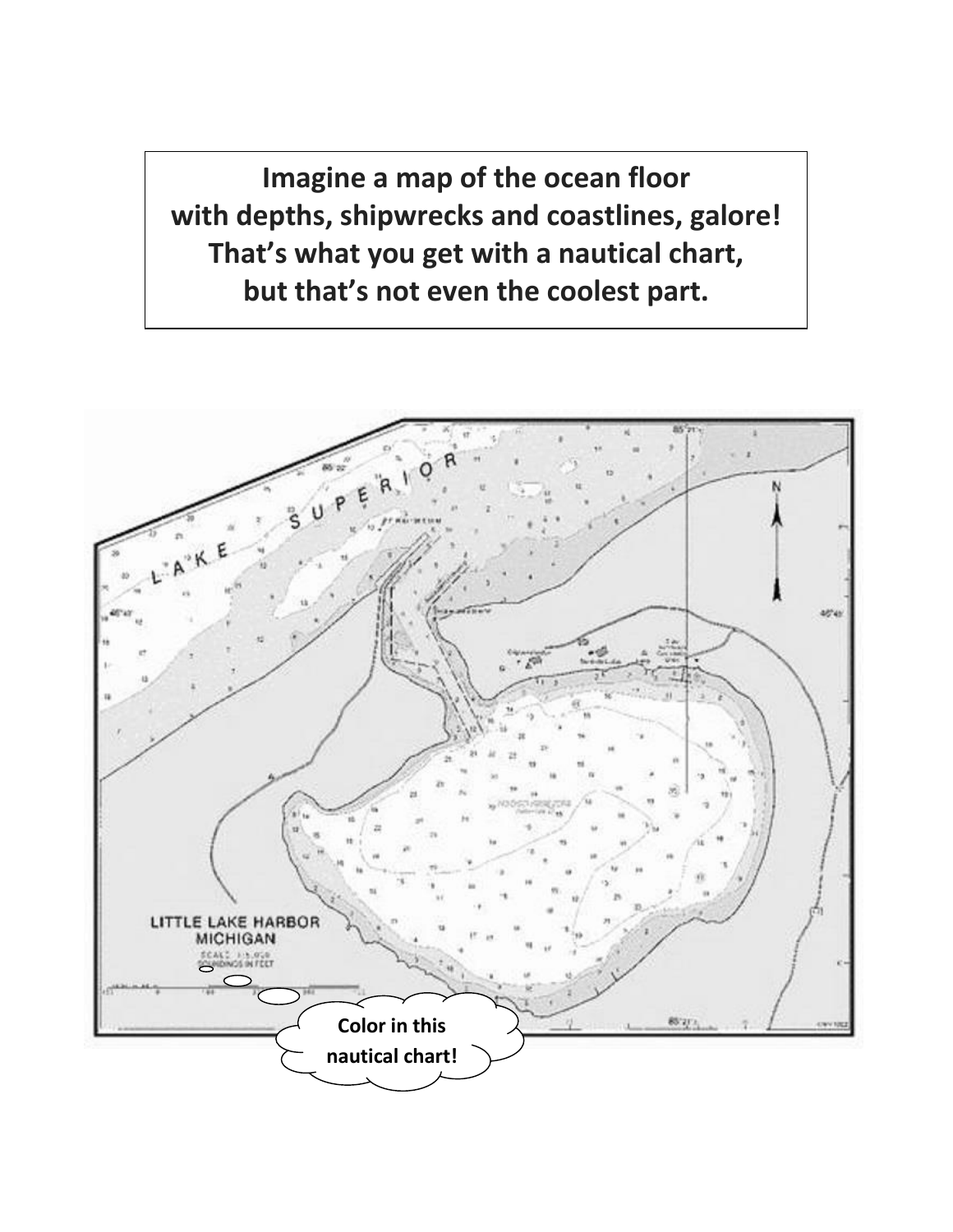**Imagine a map of the ocean floor**
**with depths, shipwrecks and coastlines, galore!**
**That's what you get with a nautical chart,**
**but that's not even the coolest part.**

LAKE SUPERIOR

LITTLE LAKE HARBOR
MICHIGAN

**Color in this nautical chart!**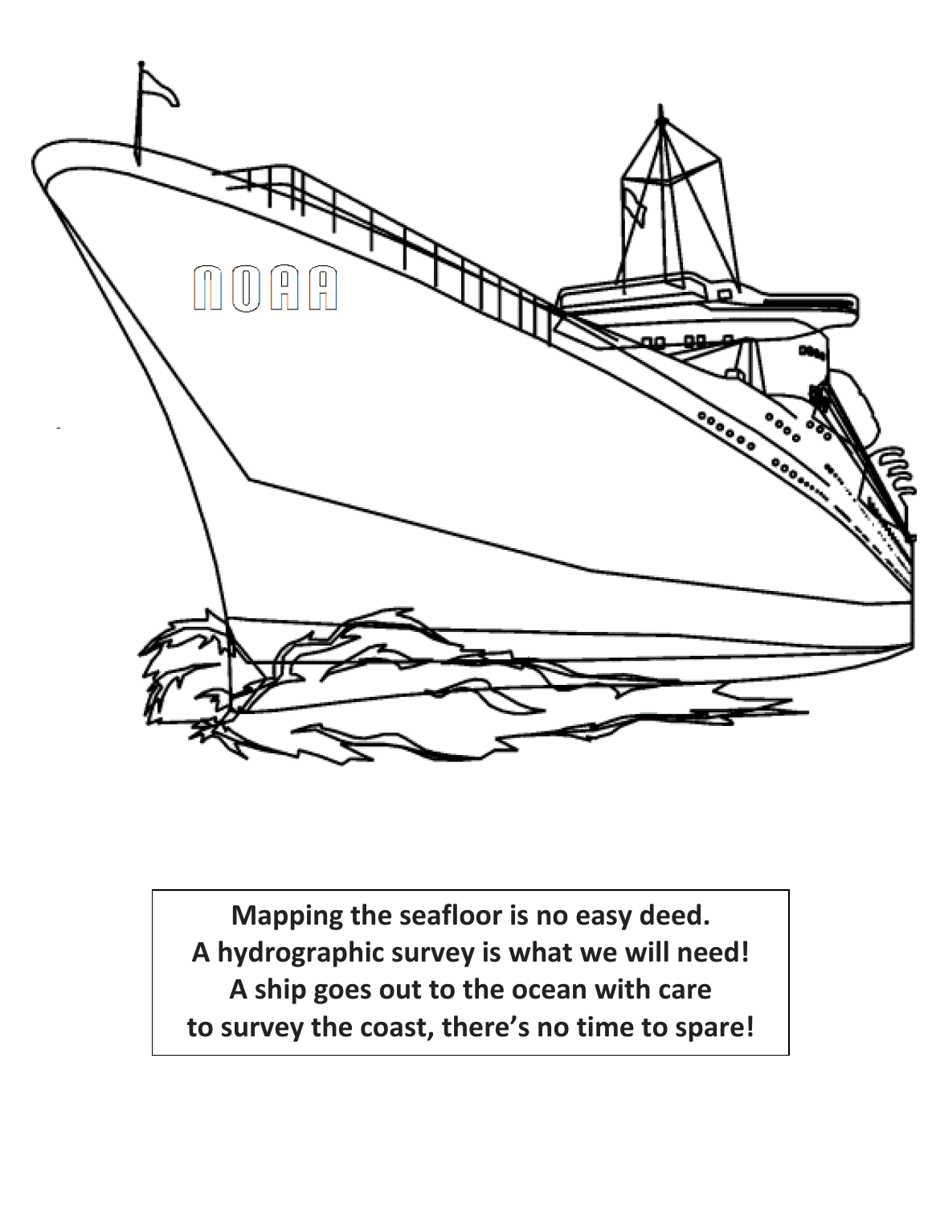Mapping the seafloor is no easy deed.
A hydrographic survey is what we will need!
A ship goes out to the ocean with care
to survey the coast, there's no time to spare!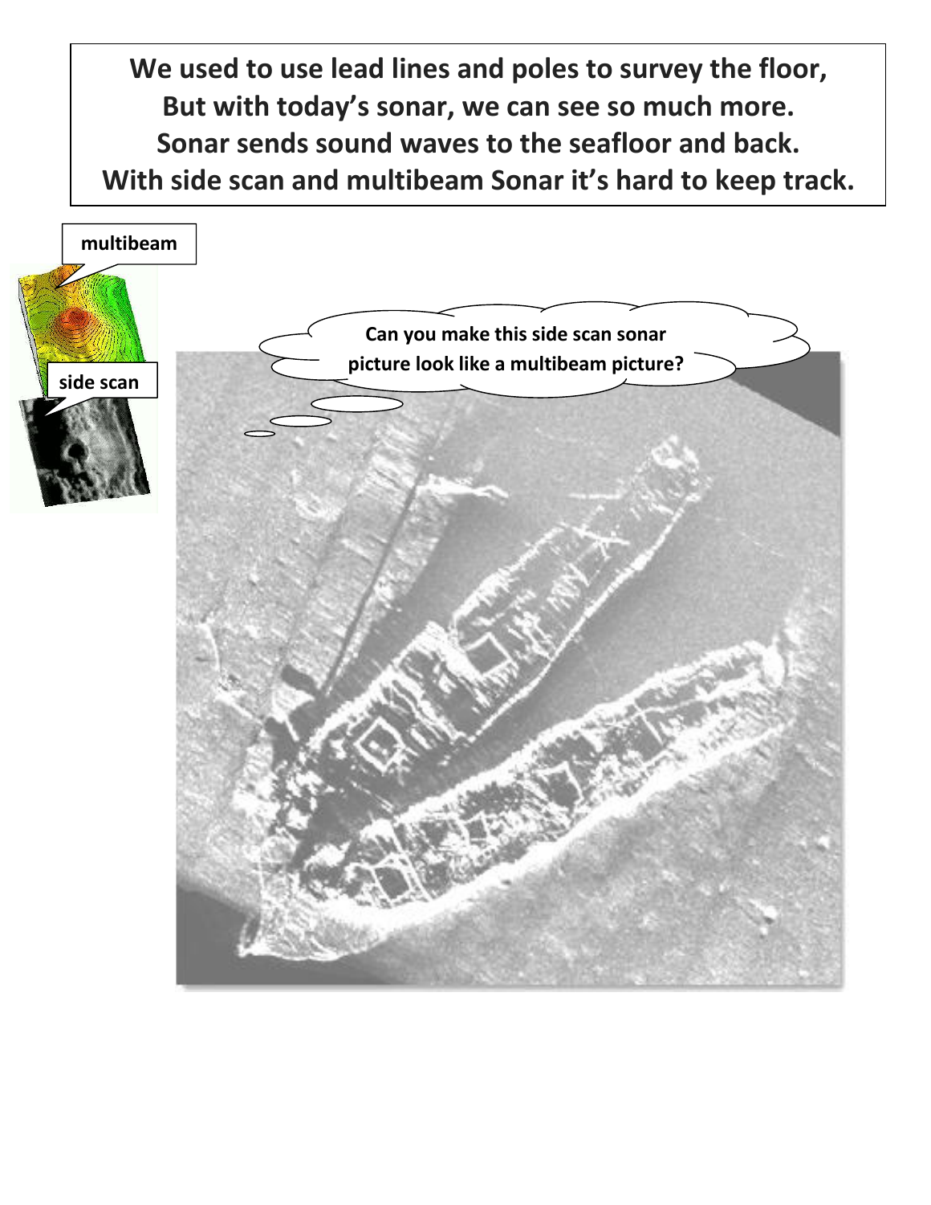**We used to use lead lines and poles to survey the floor,**
**But with today's sonar, we can see so much more.**
**Sonar sends sound waves to the seafloor and back.**
**With side scan and multibeam Sonar it's hard to keep track.**

**multibeam**

**side scan**

**Can you make this side scan sonar picture look like a multibeam picture?**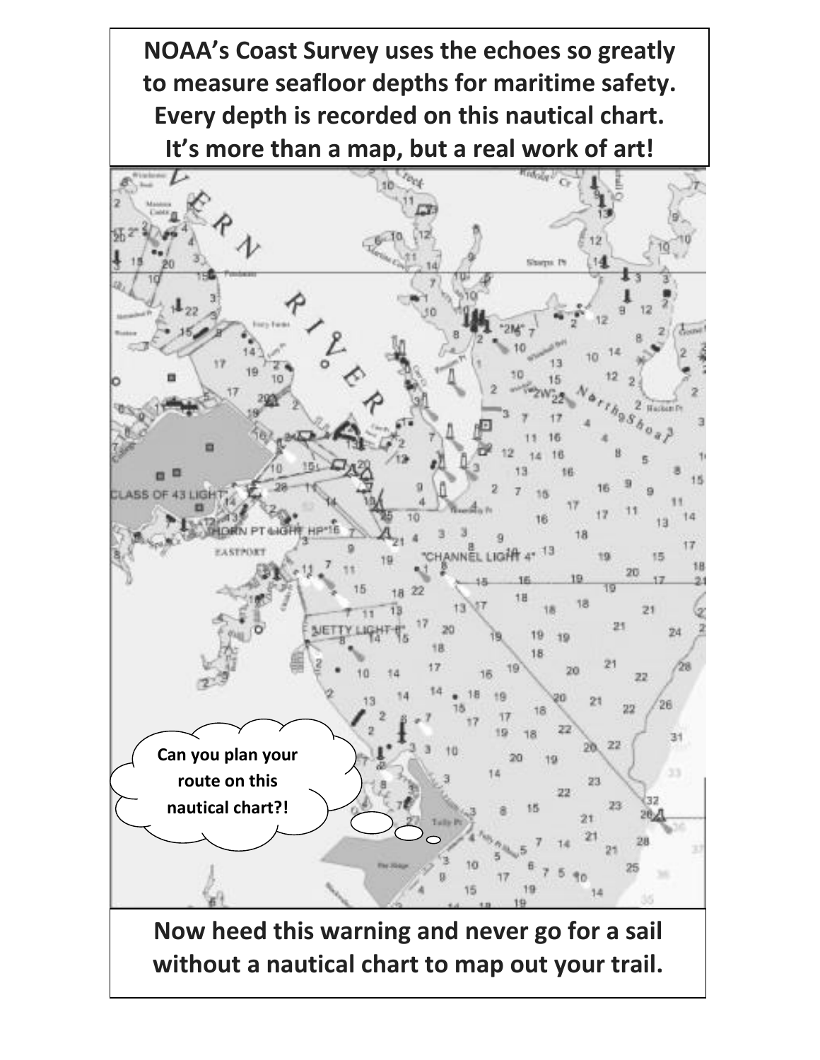**NOAA's Coast Survey uses the echoes so greatly to measure seafloor depths for maritime safety. Every depth is recorded on this nautical chart. It's more than a map, but a real work of art!**

**Now heed this warning and never go for a sail without a nautical chart to map out your trail.**